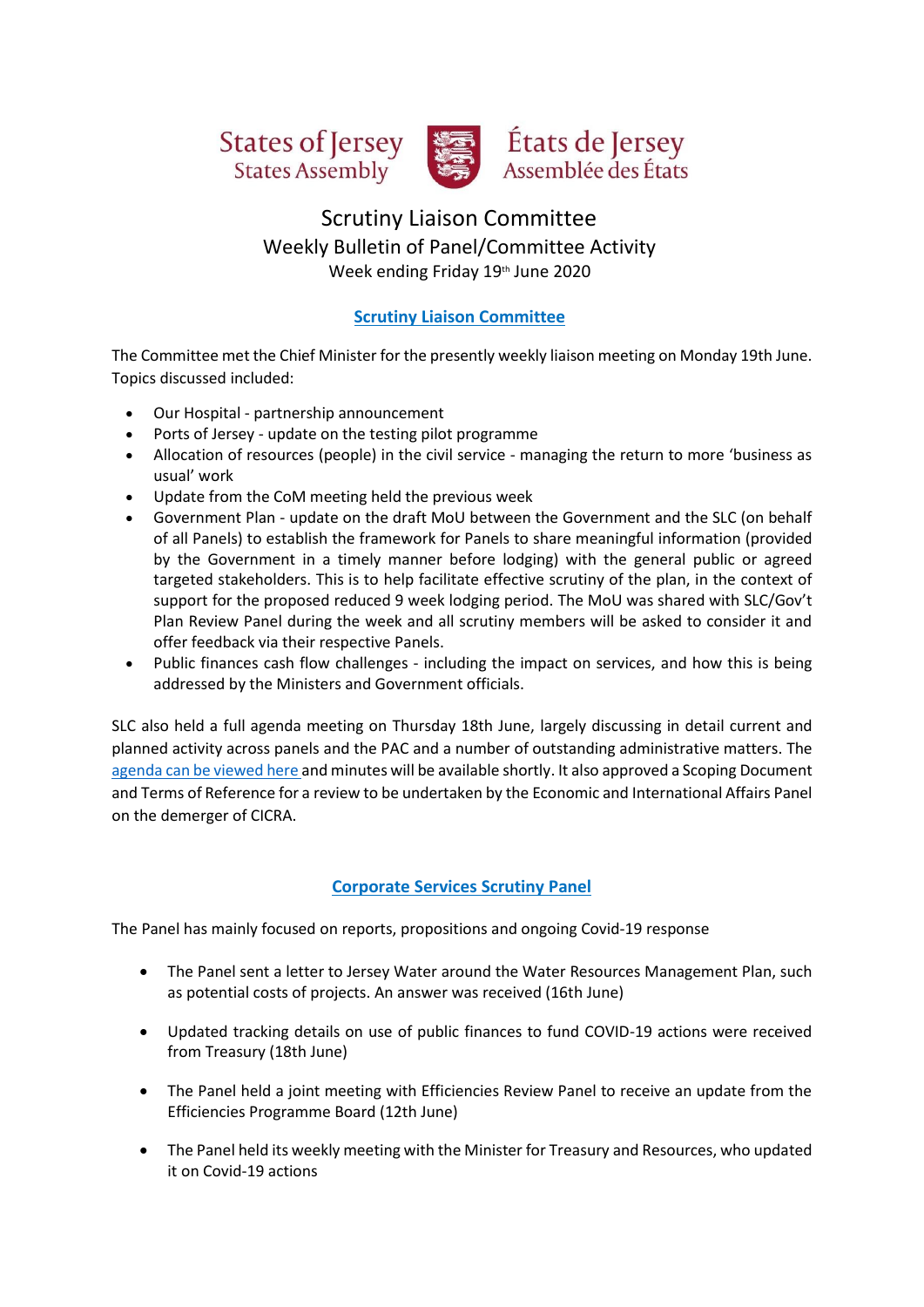States of Jersey
States Assembly

États de Jersey
Assemblée des États

# Scrutiny Liaison Committee

## Weekly Bulletin of Panel/Committee Activity

Week ending Friday 19th June 2020

### Scrutiny Liaison Committee

The Committee met the Chief Minister for the presently weekly liaison meeting on Monday 19th June. Topics discussed included:

- Our Hospital - partnership announcement
- Ports of Jersey - update on the testing pilot programme
- Allocation of resources (people) in the civil service - managing the return to more 'business as usual' work
- Update from the CoM meeting held the previous week
- Government Plan - update on the draft MoU between the Government and the SLC (on behalf of all Panels) to establish the framework for Panels to share meaningful information (provided by the Government in a timely manner before lodging) with the general public or agreed targeted stakeholders. This is to help facilitate effective scrutiny of the plan, in the context of support for the proposed reduced 9 week lodging period. The MoU was shared with SLC/Gov't Plan Review Panel during the week and all scrutiny members will be asked to consider it and offer feedback via their respective Panels.
- Public finances cash flow challenges - including the impact on services, and how this is being addressed by the Ministers and Government officials.

SLC also held a full agenda meeting on Thursday 18th June, largely discussing in detail current and planned activity across panels and the PAC and a number of outstanding administrative matters. The agenda can be viewed here and minutes will be available shortly. It also approved a Scoping Document and Terms of Reference for a review to be undertaken by the Economic and International Affairs Panel on the demerger of CICRA.

### Corporate Services Scrutiny Panel

The Panel has mainly focused on reports, propositions and ongoing Covid-19 response

- The Panel sent a letter to Jersey Water around the Water Resources Management Plan, such as potential costs of projects. An answer was received (16th June)
- Updated tracking details on use of public finances to fund COVID-19 actions were received from Treasury (18th June)
- The Panel held a joint meeting with Efficiencies Review Panel to receive an update from the Efficiencies Programme Board (12th June)
- The Panel held its weekly meeting with the Minister for Treasury and Resources, who updated it on Covid-19 actions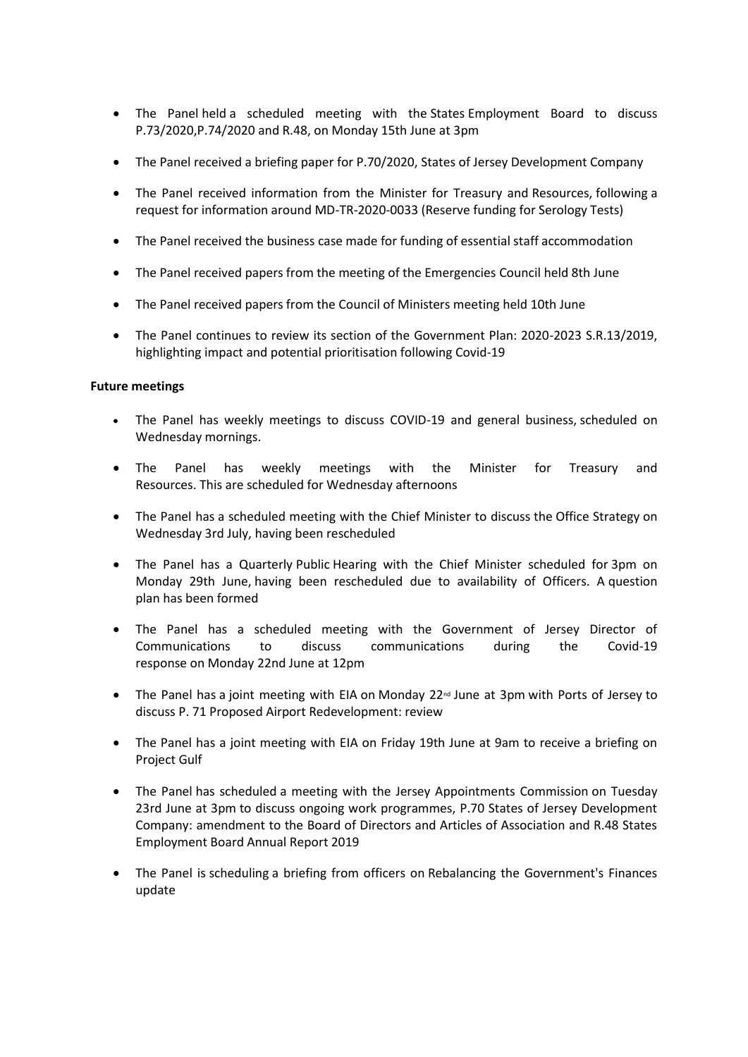- The Panel held a scheduled meeting with the States Employment Board to discuss P.73/2020,P.74/2020 and R.48, on Monday 15th June at 3pm
- The Panel received a briefing paper for P.70/2020, States of Jersey Development Company
- The Panel received information from the Minister for Treasury and Resources, following a request for information around MD-TR-2020-0033 (Reserve funding for Serology Tests)
- The Panel received the business case made for funding of essential staff accommodation
- The Panel received papers from the meeting of the Emergencies Council held 8th June
- The Panel received papers from the Council of Ministers meeting held 10th June
- The Panel continues to review its section of the Government Plan: 2020-2023 S.R.13/2019, highlighting impact and potential prioritisation following Covid-19

**Future meetings**

- The Panel has weekly meetings to discuss COVID-19 and general business, scheduled on Wednesday mornings.
- The Panel has weekly meetings with the Minister for Treasury and Resources. This are scheduled for Wednesday afternoons
- The Panel has a scheduled meeting with the Chief Minister to discuss the Office Strategy on Wednesday 3rd July, having been rescheduled
- The Panel has a Quarterly Public Hearing with the Chief Minister scheduled for 3pm on Monday 29th June, having been rescheduled due to availability of Officers. A question plan has been formed
- The Panel has a scheduled meeting with the Government of Jersey Director of Communications to discuss communications during the Covid-19 response on Monday 22nd June at 12pm
- The Panel has a joint meeting with EIA on Monday 22nd June at 3pm with Ports of Jersey to discuss P. 71 Proposed Airport Redevelopment: review
- The Panel has a joint meeting with EIA on Friday 19th June at 9am to receive a briefing on Project Gulf
- The Panel has scheduled a meeting with the Jersey Appointments Commission on Tuesday 23rd June at 3pm to discuss ongoing work programmes, P.70 States of Jersey Development Company: amendment to the Board of Directors and Articles of Association and R.48 States Employment Board Annual Report 2019
- The Panel is scheduling a briefing from officers on Rebalancing the Government's Finances update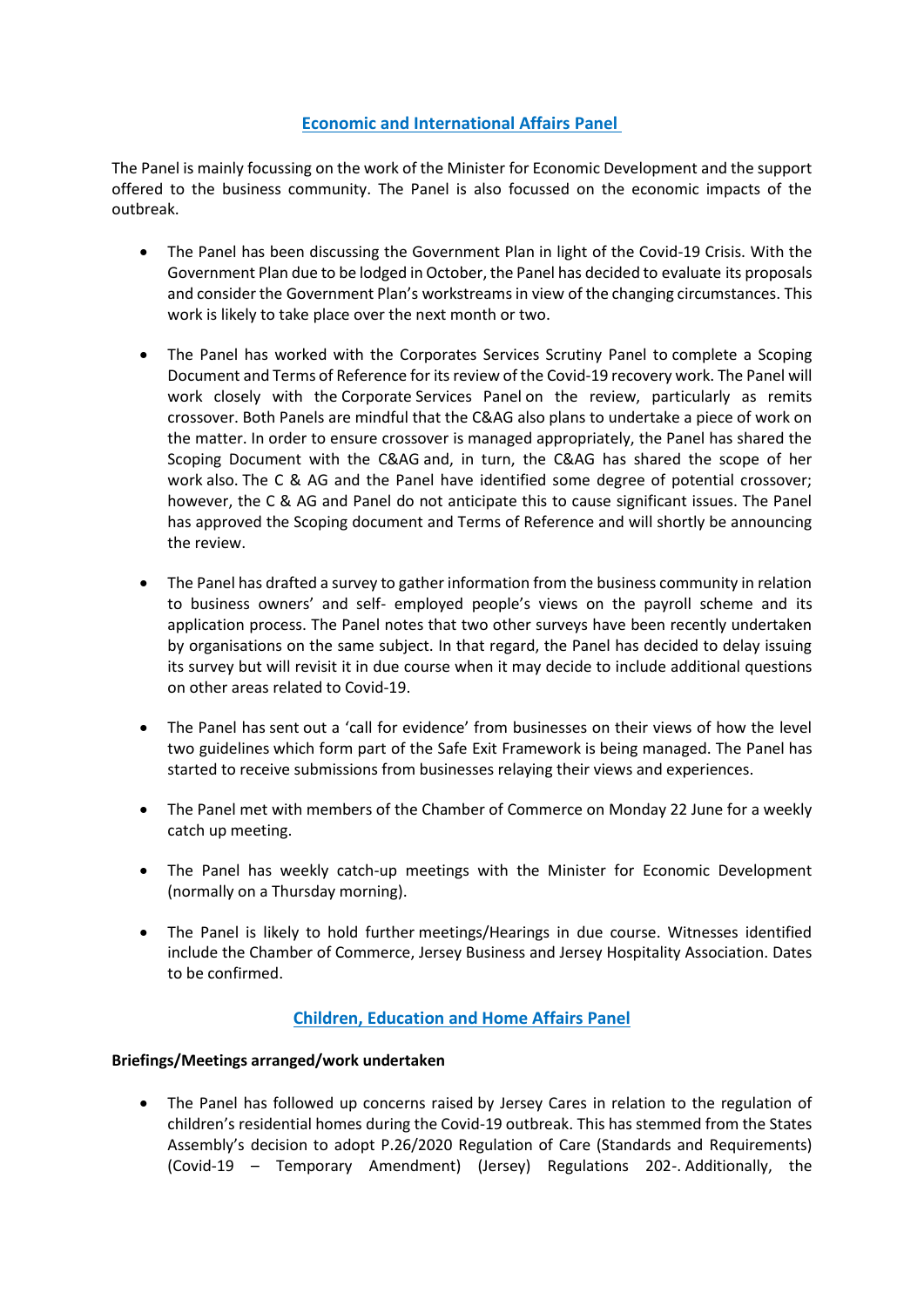## Economic and International Affairs Panel

The Panel is mainly focussing on the work of the Minister for Economic Development and the support offered to the business community. The Panel is also focussed on the economic impacts of the outbreak.

- The Panel has been discussing the Government Plan in light of the Covid-19 Crisis. With the Government Plan due to be lodged in October, the Panel has decided to evaluate its proposals and consider the Government Plan's workstreams in view of the changing circumstances. This work is likely to take place over the next month or two.
- The Panel has worked with the Corporates Services Scrutiny Panel to complete a Scoping Document and Terms of Reference for its review of the Covid-19 recovery work. The Panel will work closely with the Corporate Services Panel on the review, particularly as remits crossover. Both Panels are mindful that the C&AG also plans to undertake a piece of work on the matter. In order to ensure crossover is managed appropriately, the Panel has shared the Scoping Document with the C&AG and, in turn, the C&AG has shared the scope of her work also. The C & AG and the Panel have identified some degree of potential crossover; however, the C & AG and Panel do not anticipate this to cause significant issues. The Panel has approved the Scoping document and Terms of Reference and will shortly be announcing the review.
- The Panel has drafted a survey to gather information from the business community in relation to business owners' and self- employed people's views on the payroll scheme and its application process. The Panel notes that two other surveys have been recently undertaken by organisations on the same subject. In that regard, the Panel has decided to delay issuing its survey but will revisit it in due course when it may decide to include additional questions on other areas related to Covid-19.
- The Panel has sent out a 'call for evidence' from businesses on their views of how the level two guidelines which form part of the Safe Exit Framework is being managed. The Panel has started to receive submissions from businesses relaying their views and experiences.
- The Panel met with members of the Chamber of Commerce on Monday 22 June for a weekly catch up meeting.
- The Panel has weekly catch-up meetings with the Minister for Economic Development (normally on a Thursday morning).
- The Panel is likely to hold further meetings/Hearings in due course. Witnesses identified include the Chamber of Commerce, Jersey Business and Jersey Hospitality Association. Dates to be confirmed.

## Children, Education and Home Affairs Panel

**Briefings/Meetings arranged/work undertaken**

- The Panel has followed up concerns raised by Jersey Cares in relation to the regulation of children's residential homes during the Covid-19 outbreak. This has stemmed from the States Assembly's decision to adopt P.26/2020 Regulation of Care (Standards and Requirements) (Covid-19 – Temporary Amendment) (Jersey) Regulations 202-. Additionally, the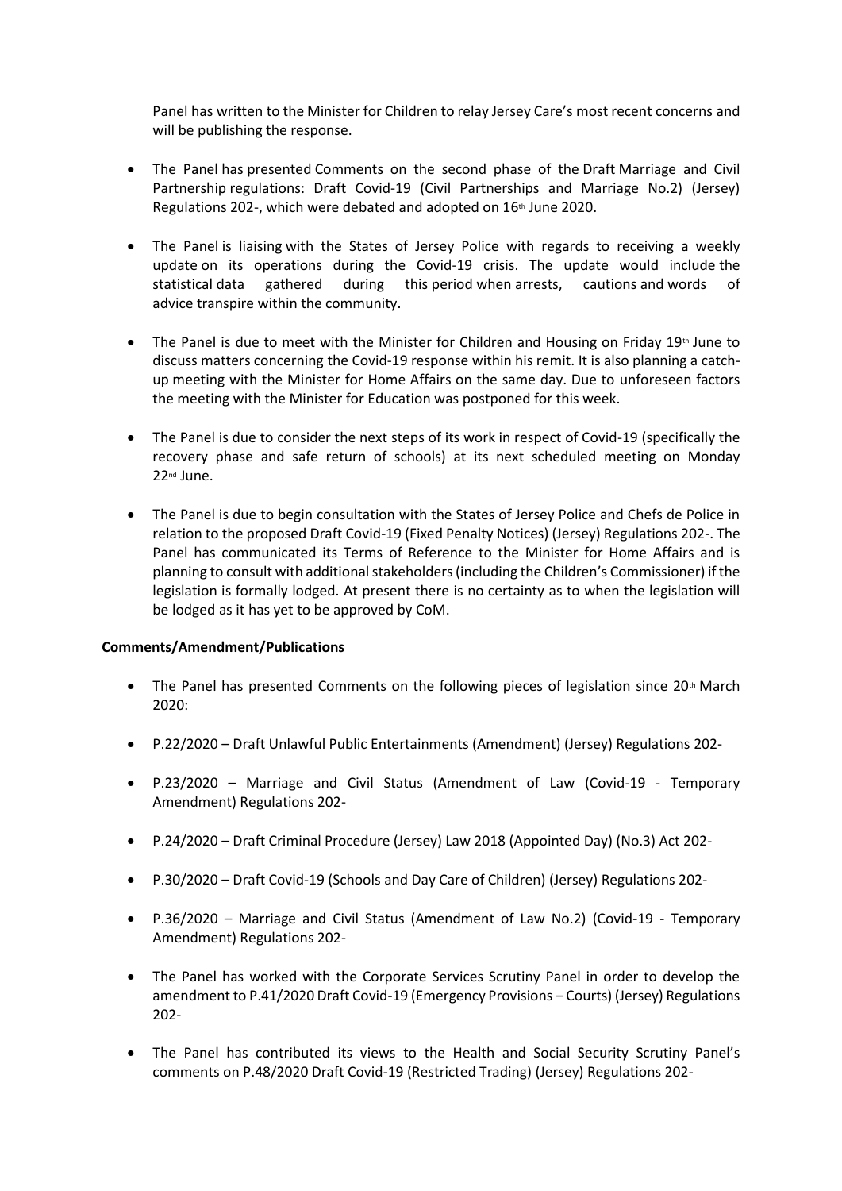Panel has written to the Minister for Children to relay Jersey Care's most recent concerns and will be publishing the response.

- The Panel has presented Comments on the second phase of the Draft Marriage and Civil Partnership regulations: Draft Covid-19 (Civil Partnerships and Marriage No.2) (Jersey) Regulations 202-, which were debated and adopted on 16th June 2020.

- The Panel is liaising with the States of Jersey Police with regards to receiving a weekly update on its operations during the Covid-19 crisis. The update would include the statistical data gathered during this period when arrests, cautions and words of advice transpire within the community.

- The Panel is due to meet with the Minister for Children and Housing on Friday 19th June to discuss matters concerning the Covid-19 response within his remit. It is also planning a catch-up meeting with the Minister for Home Affairs on the same day. Due to unforeseen factors the meeting with the Minister for Education was postponed for this week.

- The Panel is due to consider the next steps of its work in respect of Covid-19 (specifically the recovery phase and safe return of schools) at its next scheduled meeting on Monday 22nd June.

- The Panel is due to begin consultation with the States of Jersey Police and Chefs de Police in relation to the proposed Draft Covid-19 (Fixed Penalty Notices) (Jersey) Regulations 202-. The Panel has communicated its Terms of Reference to the Minister for Home Affairs and is planning to consult with additional stakeholders (including the Children's Commissioner) if the legislation is formally lodged. At present there is no certainty as to when the legislation will be lodged as it has yet to be approved by CoM.

**Comments/Amendment/Publications**

- The Panel has presented Comments on the following pieces of legislation since 20th March 2020:

- P.22/2020 – Draft Unlawful Public Entertainments (Amendment) (Jersey) Regulations 202-

- P.23/2020 – Marriage and Civil Status (Amendment of Law (Covid-19 - Temporary Amendment) Regulations 202-

- P.24/2020 – Draft Criminal Procedure (Jersey) Law 2018 (Appointed Day) (No.3) Act 202-

- P.30/2020 – Draft Covid-19 (Schools and Day Care of Children) (Jersey) Regulations 202-

- P.36/2020 – Marriage and Civil Status (Amendment of Law No.2) (Covid-19 - Temporary Amendment) Regulations 202-

- The Panel has worked with the Corporate Services Scrutiny Panel in order to develop the amendment to P.41/2020 Draft Covid-19 (Emergency Provisions – Courts) (Jersey) Regulations 202-

- The Panel has contributed its views to the Health and Social Security Scrutiny Panel's comments on P.48/2020 Draft Covid-19 (Restricted Trading) (Jersey) Regulations 202-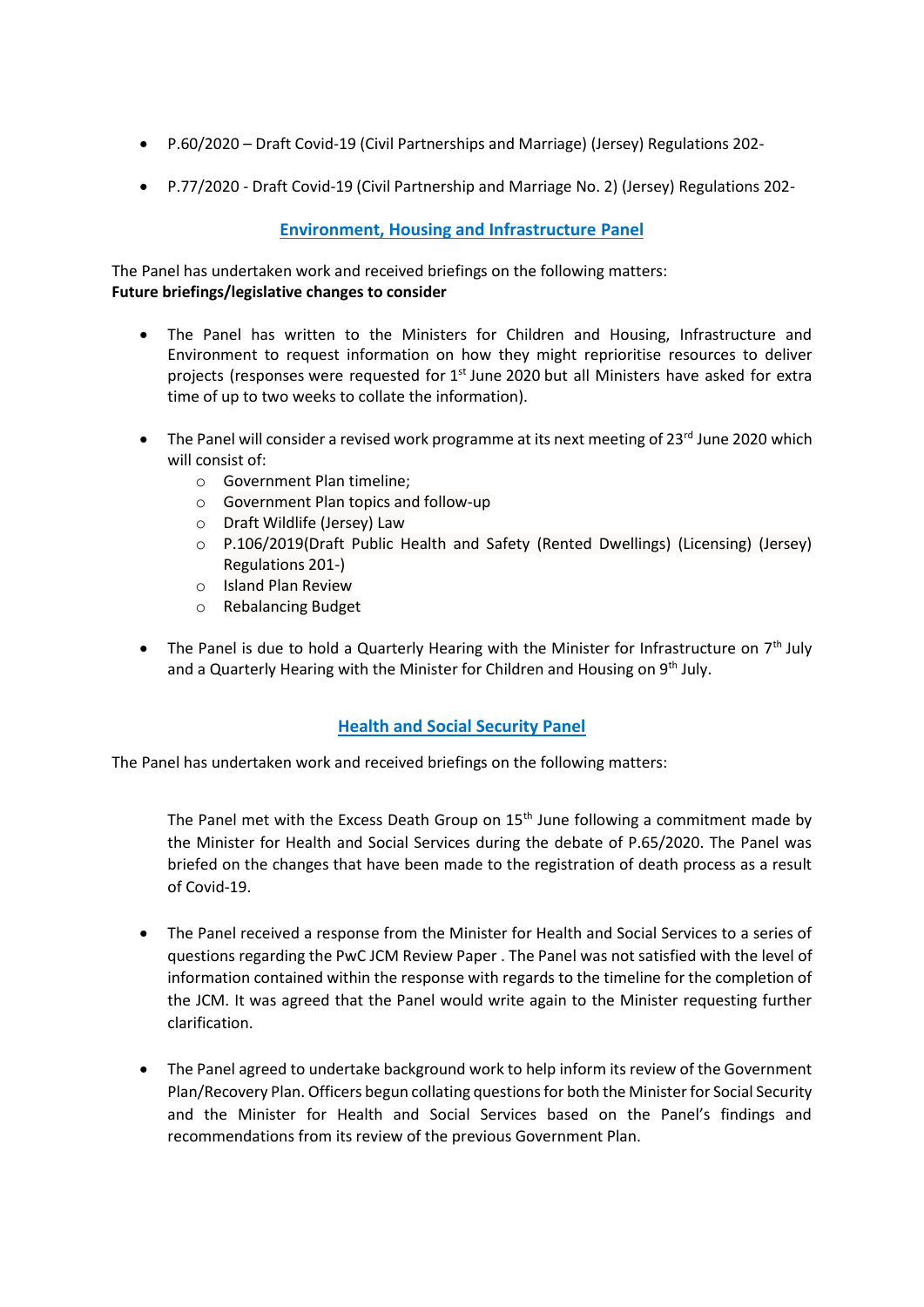- P.60/2020 – Draft Covid-19 (Civil Partnerships and Marriage) (Jersey) Regulations 202-
- P.77/2020 - Draft Covid-19 (Civil Partnership and Marriage No. 2) (Jersey) Regulations 202-

## Environment, Housing and Infrastructure Panel

The Panel has undertaken work and received briefings on the following matters:
**Future briefings/legislative changes to consider**

- The Panel has written to the Ministers for Children and Housing, Infrastructure and Environment to request information on how they might reprioritise resources to deliver projects (responses were requested for 1st June 2020 but all Ministers have asked for extra time of up to two weeks to collate the information).
- The Panel will consider a revised work programme at its next meeting of 23rd June 2020 which will consist of:
  - Government Plan timeline;
  - Government Plan topics and follow-up
  - Draft Wildlife (Jersey) Law
  - P.106/2019(Draft Public Health and Safety (Rented Dwellings) (Licensing) (Jersey) Regulations 201-)
  - Island Plan Review
  - Rebalancing Budget
- The Panel is due to hold a Quarterly Hearing with the Minister for Infrastructure on 7th July and a Quarterly Hearing with the Minister for Children and Housing on 9th July.

## Health and Social Security Panel

The Panel has undertaken work and received briefings on the following matters:

The Panel met with the Excess Death Group on 15th June following a commitment made by the Minister for Health and Social Services during the debate of P.65/2020. The Panel was briefed on the changes that have been made to the registration of death process as a result of Covid-19.

- The Panel received a response from the Minister for Health and Social Services to a series of questions regarding the PwC JCM Review Paper . The Panel was not satisfied with the level of information contained within the response with regards to the timeline for the completion of the JCM. It was agreed that the Panel would write again to the Minister requesting further clarification.
- The Panel agreed to undertake background work to help inform its review of the Government Plan/Recovery Plan. Officers begun collating questions for both the Minister for Social Security and the Minister for Health and Social Services based on the Panel's findings and recommendations from its review of the previous Government Plan.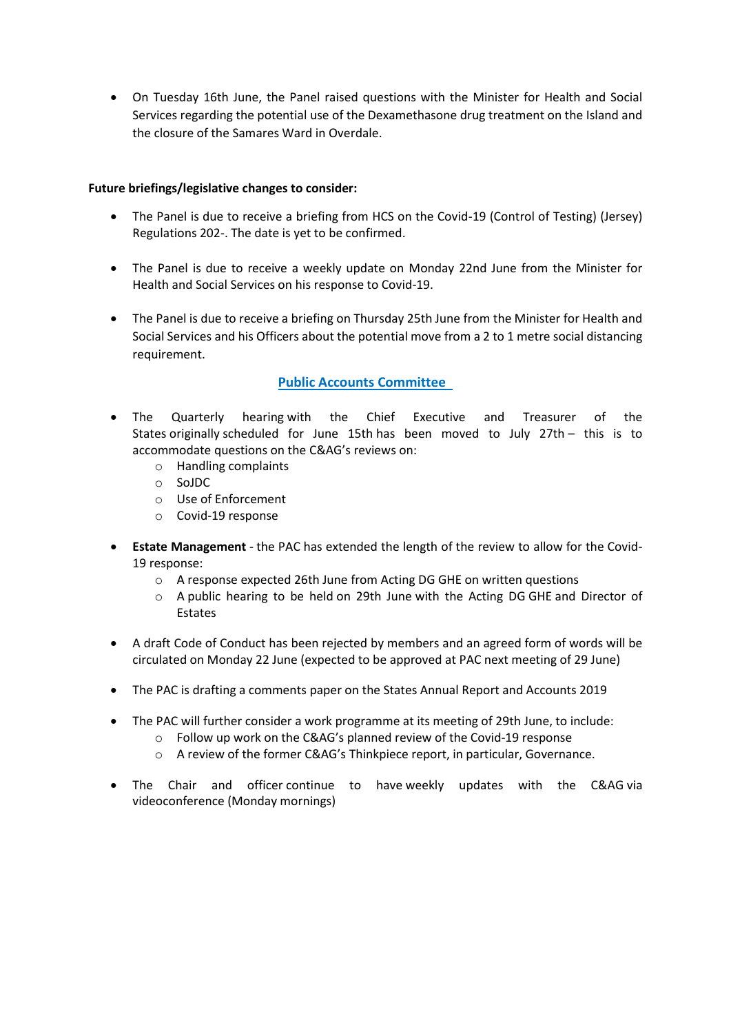- On Tuesday 16th June, the Panel raised questions with the Minister for Health and Social Services regarding the potential use of the Dexamethasone drug treatment on the Island and the closure of the Samares Ward in Overdale.

**Future briefings/legislative changes to consider:**

- The Panel is due to receive a briefing from HCS on the Covid-19 (Control of Testing) (Jersey) Regulations 202-. The date is yet to be confirmed.

- The Panel is due to receive a weekly update on Monday 22nd June from the Minister for Health and Social Services on his response to Covid-19.

- The Panel is due to receive a briefing on Thursday 25th June from the Minister for Health and Social Services and his Officers about the potential move from a 2 to 1 metre social distancing requirement.

## Public Accounts Committee

- The Quarterly hearing with the Chief Executive and Treasurer of the States originally scheduled for June 15th has been moved to July 27th – this is to accommodate questions on the C&AG's reviews on:
  - Handling complaints
  - SoJDC
  - Use of Enforcement
  - Covid-19 response

- **Estate Management** - the PAC has extended the length of the review to allow for the Covid-19 response:
  - A response expected 26th June from Acting DG GHE on written questions
  - A public hearing to be held on 29th June with the Acting DG GHE and Director of Estates

- A draft Code of Conduct has been rejected by members and an agreed form of words will be circulated on Monday 22 June (expected to be approved at PAC next meeting of 29 June)

- The PAC is drafting a comments paper on the States Annual Report and Accounts 2019

- The PAC will further consider a work programme at its meeting of 29th June, to include:
  - Follow up work on the C&AG's planned review of the Covid-19 response
  - A review of the former C&AG's Thinkpiece report, in particular, Governance.

- The Chair and officer continue to have weekly updates with the C&AG via videoconference (Monday mornings)